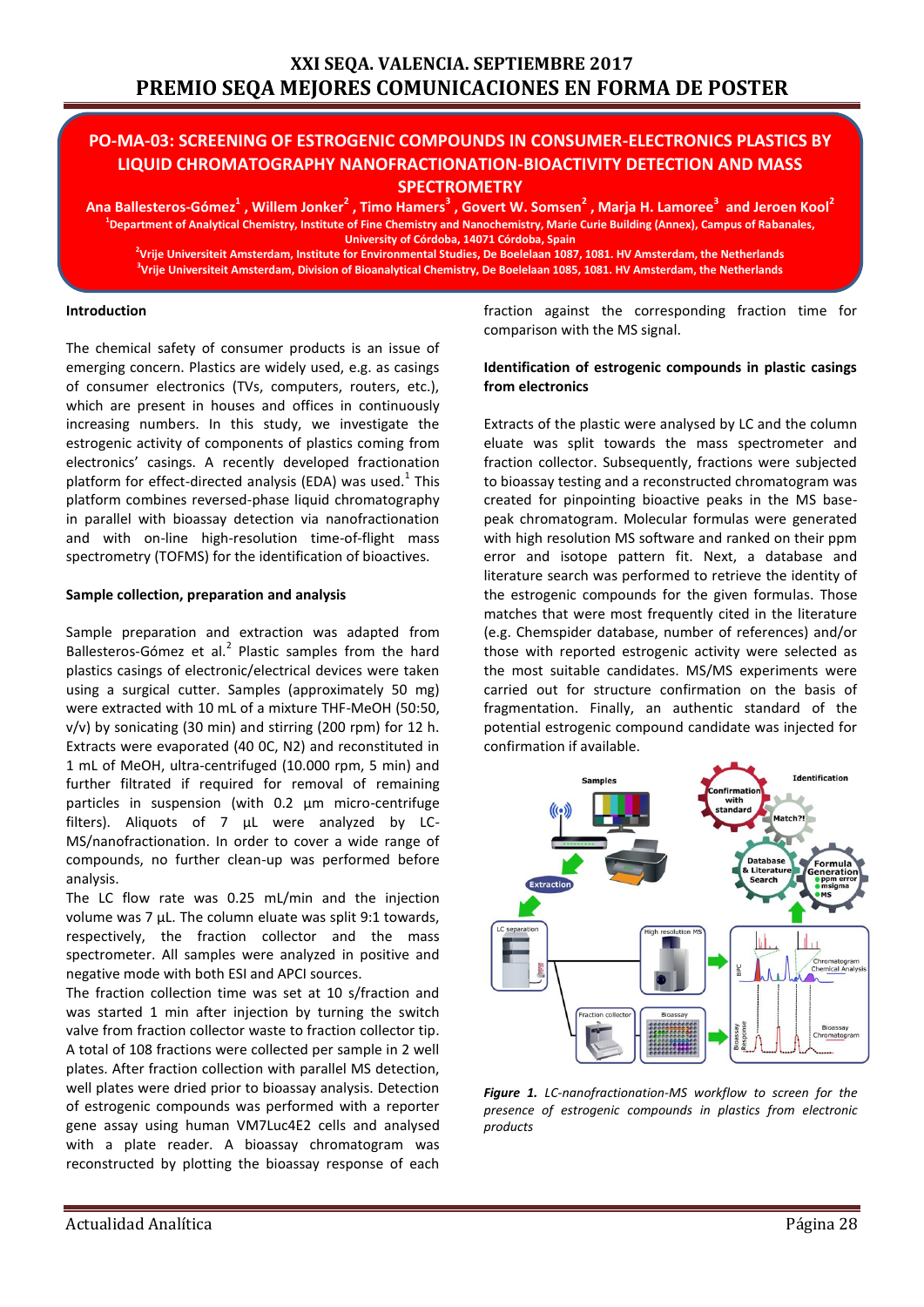# XXI SEQA. VALENCIA. SEPTIEMBRE 2017
# PREMIO SEQA MEJORES COMUNICACIONES EN FORMA DE POSTER

## PO-MA-03: SCREENING OF ESTROGENIC COMPOUNDS IN CONSUMER-ELECTRONICS PLASTICS BY LIQUID CHROMATOGRAPHY NANOFRACTIONATION-BIOACTIVITY DETECTION AND MASS SPECTROMETRY

**Ana Ballesteros-Gómez[1], Willem Jonker[2], Timo Hamers[3], Govert W. Somsen[2], Marja H. Lamoree[3] and Jeroen Kool[2]**

[1]Department of Analytical Chemistry, Institute of Fine Chemistry and Nanochemistry, Marie Curie Building (Annex), Campus of Rabanales, University of Córdoba, 14071 Córdoba, Spain

[2]Vrije Universiteit Amsterdam, Institute for Environmental Studies, De Boelelaan 1087, 1081. HV Amsterdam, the Netherlands

[3]Vrije Universiteit Amsterdam, Division of Bioanalytical Chemistry, De Boelelaan 1085, 1081. HV Amsterdam, the Netherlands

### Introduction

The chemical safety of consumer products is an issue of emerging concern. Plastics are widely used, e.g. as casings of consumer electronics (TVs, computers, routers, etc.), which are present in houses and offices in continuously increasing numbers. In this study, we investigate the estrogenic activity of components of plastics coming from electronics' casings. A recently developed fractionation platform for effect-directed analysis (EDA) was used.[1] This platform combines reversed-phase liquid chromatography in parallel with bioassay detection via nanofractionation and with on-line high-resolution time-of-flight mass spectrometry (TOFMS) for the identification of bioactives.

### Sample collection, preparation and analysis

Sample preparation and extraction was adapted from Ballesteros-Gómez et al.[2] Plastic samples from the hard plastics casings of electronic/electrical devices were taken using a surgical cutter. Samples (approximately 50 mg) were extracted with 10 mL of a mixture THF-MeOH (50:50, v/v) by sonicating (30 min) and stirring (200 rpm) for 12 h. Extracts were evaporated (40 0C, N2) and reconstituted in 1 mL of MeOH, ultra-centrifuged (10.000 rpm, 5 min) and further filtrated if required for removal of remaining particles in suspension (with 0.2 µm micro-centrifuge filters). Aliquots of 7 µL were analyzed by LC-MS/nanofractionation. In order to cover a wide range of compounds, no further clean-up was performed before analysis.

The LC flow rate was 0.25 mL/min and the injection volume was 7 µL. The column eluate was split 9:1 towards, respectively, the fraction collector and the mass spectrometer. All samples were analyzed in positive and negative mode with both ESI and APCI sources.

The fraction collection time was set at 10 s/fraction and was started 1 min after injection by turning the switch valve from fraction collector waste to fraction collector tip. A total of 108 fractions were collected per sample in 2 well plates. After fraction collection with parallel MS detection, well plates were dried prior to bioassay analysis. Detection of estrogenic compounds was performed with a reporter gene assay using human VM7Luc4E2 cells and analysed with a plate reader. A bioassay chromatogram was reconstructed by plotting the bioassay response of each fraction against the corresponding fraction time for comparison with the MS signal.

### Identification of estrogenic compounds in plastic casings from electronics

Extracts of the plastic were analysed by LC and the column eluate was split towards the mass spectrometer and fraction collector. Subsequently, fractions were subjected to bioassay testing and a reconstructed chromatogram was created for pinpointing bioactive peaks in the MS base-peak chromatogram. Molecular formulas were generated with high resolution MS software and ranked on their ppm error and isotope pattern fit. Next, a database and literature search was performed to retrieve the identity of the estrogenic compounds for the given formulas. Those matches that were most frequently cited in the literature (e.g. Chemspider database, number of references) and/or those with reported estrogenic activity were selected as the most suitable candidates. MS/MS experiments were carried out for structure confirmation on the basis of fragmentation. Finally, an authentic standard of the potential estrogenic compound candidate was injected for confirmation if available.

*__Figure 1.__ LC-nanofractionation-MS workflow to screen for the presence of estrogenic compounds in plastics from electronic products*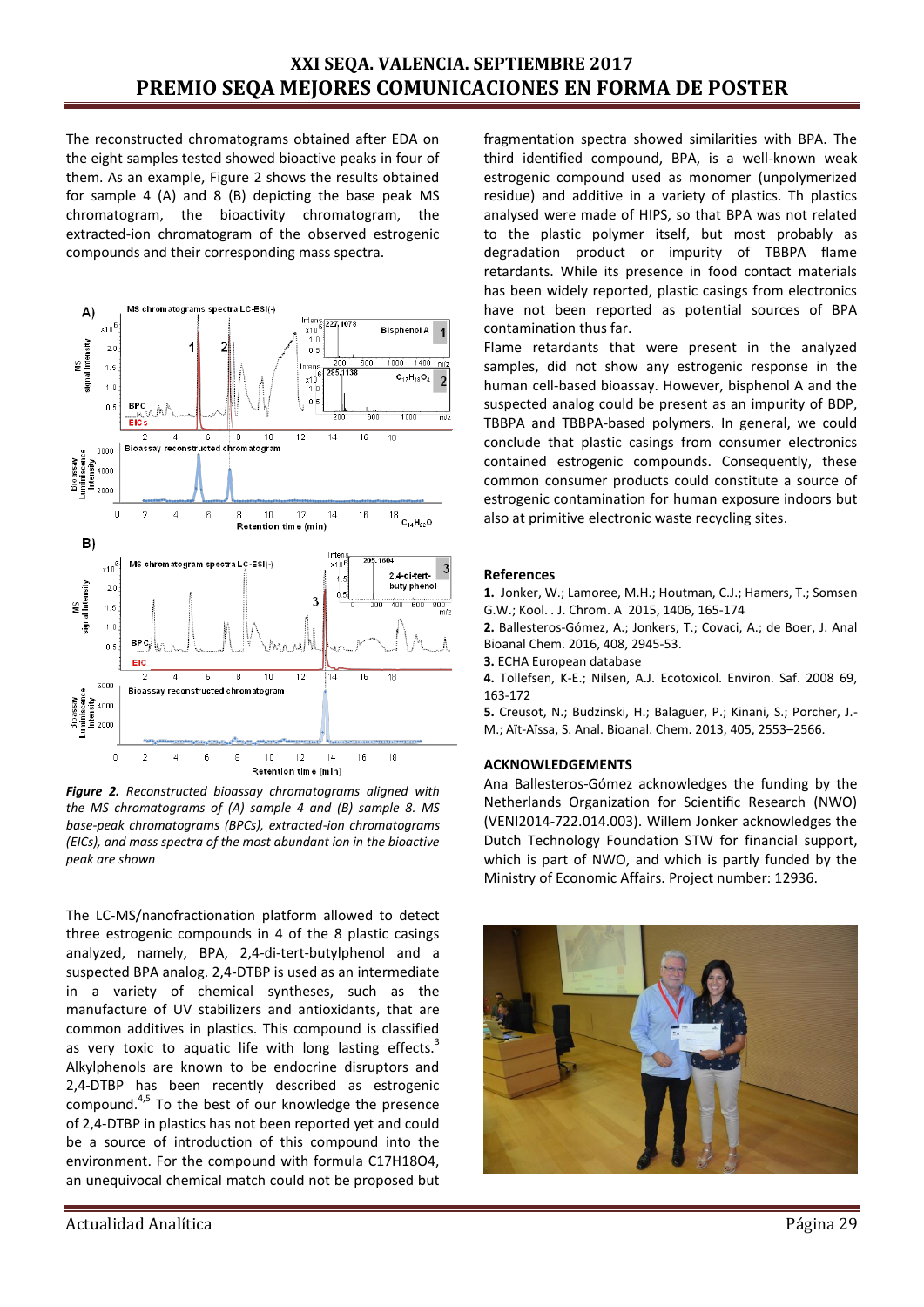The reconstructed chromatograms obtained after EDA on the eight samples tested showed bioactive peaks in four of them. As an example, Figure 2 shows the results obtained for sample 4 (A) and 8 (B) depicting the base peak MS chromatogram, the bioactivity chromatogram, the extracted-ion chromatogram of the observed estrogenic compounds and their corresponding mass spectra.

A)
MS chromatograms spectra LC-ESI(-)
MS signal intensity
x10^6
2.0
1.5
1.0
0.5
BPC
EICs
1
2
Intens. x10^6
227.1078
Bisphenol A
1
1.0
0.5
200 600 1000 1400 m/z
Intens. x10^6
285.1138
$C_{17}H_{18}O_4$
2
1.0
0.5
200 600 1000 m/z
2 4 6 8 10 12 14 16 18
Bioassay reconstructed chromatogram
Bioassay Luminiscence Intensity
6000
4000
2000
0 2 4 6 8 10 12 14 16 18
Retention time (min)
$C_{14}H_{22}O$

B)
MS chromatogram spectra LC-ESI(-)
MS signal intensity
x10^6
2.0
1.5
1.0
0.5
BPC
EIC
3
Intens. x10^6
205.1604
3
2,4-di-tert-butylphenol
1.5
0.5
0 200 400 600 800 m/z
2 4 6 8 10 12 14 16 18
Bioassay reconstructed chromatogram
Bioassay Luminiscence Intensity
6000
4000
2000
0 2 4 6 8 10 12 14 16 18
Retention time (min)

***Figure 2.*** *Reconstructed bioassay chromatograms aligned with the MS chromatograms of (A) sample 4 and (B) sample 8. MS base-peak chromatograms (BPCs), extracted-ion chromatograms (EICs), and mass spectra of the most abundant ion in the bioactive peak are shown*

The LC-MS/nanofractionation platform allowed to detect three estrogenic compounds in 4 of the 8 plastic casings analyzed, namely, BPA, 2,4-di-tert-butylphenol and a suspected BPA analog. 2,4-DTBP is used as an intermediate in a variety of chemical syntheses, such as the manufacture of UV stabilizers and antioxidants, that are common additives in plastics. This compound is classified as very toxic to aquatic life with long lasting effects.[3] Alkylphenols are known to be endocrine disruptors and 2,4-DTBP has been recently described as estrogenic compound.[4,5] To the best of our knowledge the presence of 2,4-DTBP in plastics has not been reported yet and could be a source of introduction of this compound into the environment. For the compound with formula C17H18O4, an unequivocal chemical match could not be proposed but fragmentation spectra showed similarities with BPA. The third identified compound, BPA, is a well-known weak estrogenic compound used as monomer (unpolymerized residue) and additive in a variety of plastics. Th plastics analysed were made of HIPS, so that BPA was not related to the plastic polymer itself, but most probably as degradation product or impurity of TBBPA flame retardants. While its presence in food contact materials has been widely reported, plastic casings from electronics have not been reported as potential sources of BPA contamination thus far.

Flame retardants that were present in the analyzed samples, did not show any estrogenic response in the human cell-based bioassay. However, bisphenol A and the suspected analog could be present as an impurity of BDP, TBBPA and TBBPA-based polymers. In general, we could conclude that plastic casings from consumer electronics contained estrogenic compounds. Consequently, these common consumer products could constitute a source of estrogenic contamination for human exposure indoors but also at primitive electronic waste recycling sites.

### References

**1.** Jonker, W.; Lamoree, M.H.; Houtman, C.J.; Hamers, T.; Somsen G.W.; Kool. . J. Chrom. A 2015, 1406, 165-174

**2.** Ballesteros-Gómez, A.; Jonkers, T.; Covaci, A.; de Boer, J. Anal Bioanal Chem. 2016, 408, 2945-53.

**3.** ECHA European database

**4.** Tollefsen, K-E.; Nilsen, A.J. Ecotoxicol. Environ. Saf. 2008 69, 163-172

**5.** Creusot, N.; Budzinski, H.; Balaguer, P.; Kinani, S.; Porcher, J.-M.; Aït-Aïssa, S. Anal. Bioanal. Chem. 2013, 405, 2553–2566.

### ACKNOWLEDGEMENTS

Ana Ballesteros-Gómez acknowledges the funding by the Netherlands Organization for Scientific Research (NWO) (VENI2014-722.014.003). Willem Jonker acknowledges the Dutch Technology Foundation STW for financial support, which is part of NWO, and which is partly funded by the Ministry of Economic Affairs. Project number: 12936.